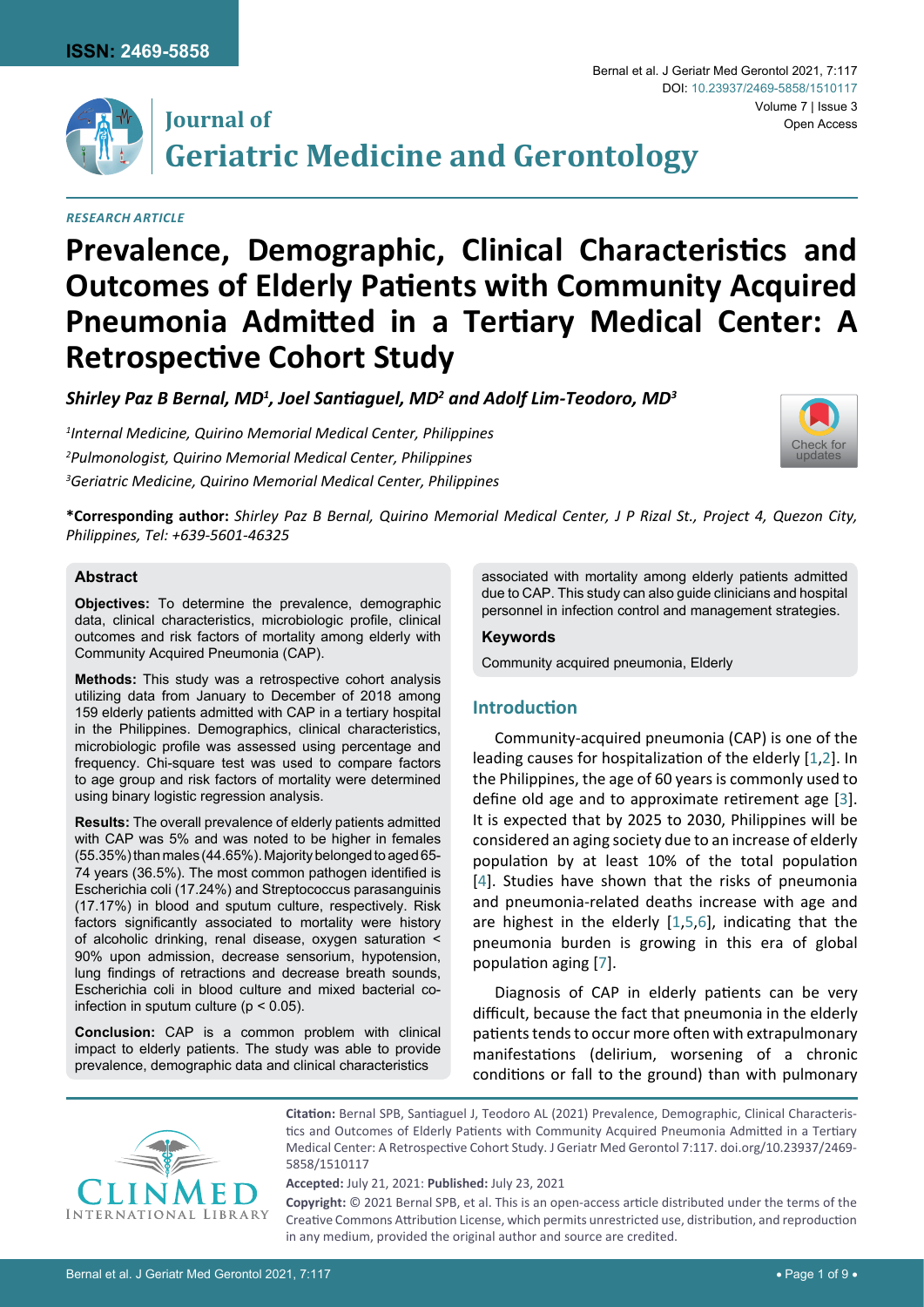ISSN: 2469-5858

# Journal of Geriatric Medicine and Gerontology

*RESEARCH ARTICLE*

# Prevalence, Demographic, Clinical Characteristics and Outcomes of Elderly Patients with Community Acquired Pneumonia Admitted in a Tertiary Medical Center: A Retrospective Cohort Study

***Shirley Paz B Bernal, MD[1], Joel Santiaguel, MD[2] and Adolf Lim-Teodoro, MD[3]***

*[1]Internal Medicine, Quirino Memorial Medical Center, Philippines*

*[2]Pulmonologist, Quirino Memorial Medical Center, Philippines*

*[3]Geriatric Medicine, Quirino Memorial Medical Center, Philippines*

**\*Corresponding author:** *Shirley Paz B Bernal, Quirino Memorial Medical Center, J P Rizal St., Project 4, Quezon City, Philippines, Tel: +639-5601-46325*

### Abstract

**Objectives:** To determine the prevalence, demographic data, clinical characteristics, microbiologic profile, clinical outcomes and risk factors of mortality among elderly with Community Acquired Pneumonia (CAP).

**Methods:** This study was a retrospective cohort analysis utilizing data from January to December of 2018 among 159 elderly patients admitted with CAP in a tertiary hospital in the Philippines. Demographics, clinical characteristics, microbiologic profile was assessed using percentage and frequency. Chi-square test was used to compare factors to age group and risk factors of mortality were determined using binary logistic regression analysis.

**Results:** The overall prevalence of elderly patients admitted with CAP was 5% and was noted to be higher in females (55.35%) than males (44.65%). Majority belonged to aged 65-74 years (36.5%). The most common pathogen identified is Escherichia coli (17.24%) and Streptococcus parasanguinis (17.17%) in blood and sputum culture, respectively. Risk factors significantly associated to mortality were history of alcoholic drinking, renal disease, oxygen saturation < 90% upon admission, decrease sensorium, hypotension, lung findings of retractions and decrease breath sounds, Escherichia coli in blood culture and mixed bacterial co-infection in sputum culture ($p < 0.05$).

**Conclusion:** CAP is a common problem with clinical impact to elderly patients. The study was able to provide prevalence, demographic data and clinical characteristics associated with mortality among elderly patients admitted due to CAP. This study can also guide clinicians and hospital personnel in infection control and management strategies.

### Keywords

Community acquired pneumonia, Elderly

## Introduction

Community-acquired pneumonia (CAP) is one of the leading causes for hospitalization of the elderly [1,2]. In the Philippines, the age of 60 years is commonly used to define old age and to approximate retirement age [3]. It is expected that by 2025 to 2030, Philippines will be considered an aging society due to an increase of elderly population by at least 10% of the total population [4]. Studies have shown that the risks of pneumonia and pneumonia-related deaths increase with age and are highest in the elderly [1,5,6], indicating that the pneumonia burden is growing in this era of global population aging [7].

Diagnosis of CAP in elderly patients can be very difficult, because the fact that pneumonia in the elderly patients tends to occur more often with extrapulmonary manifestations (delirium, worsening of a chronic conditions or fall to the ground) than with pulmonary

**Citation:** Bernal SPB, Santiaguel J, Teodoro AL (2021) Prevalence, Demographic, Clinical Characteristics and Outcomes of Elderly Patients with Community Acquired Pneumonia Admitted in a Tertiary Medical Center: A Retrospective Cohort Study. J Geriatr Med Gerontol 7:117. doi.org/10.23937/2469-5858/1510117

**Accepted:** July 21, 2021: **Published:** July 23, 2021

**Copyright:** © 2021 Bernal SPB, et al. This is an open-access article distributed under the terms of the Creative Commons Attribution License, which permits unrestricted use, distribution, and reproduction in any medium, provided the original author and source are credited.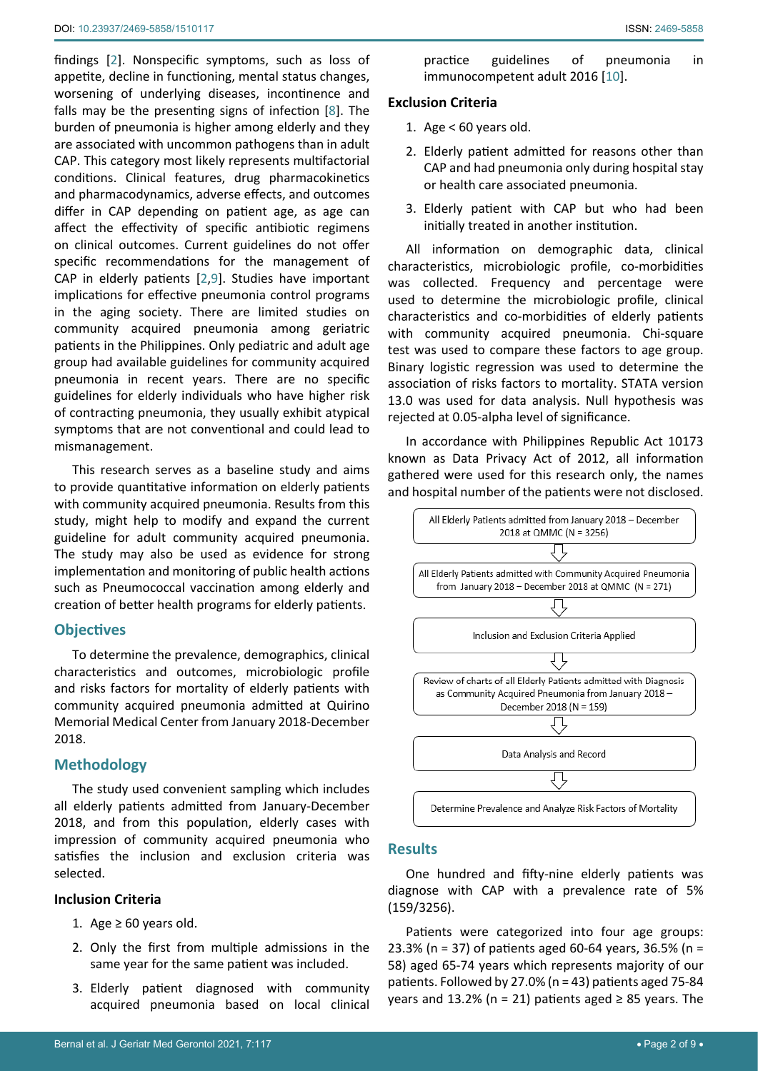findings [2]. Nonspecific symptoms, such as loss of appetite, decline in functioning, mental status changes, worsening of underlying diseases, incontinence and falls may be the presenting signs of infection [8]. The burden of pneumonia is higher among elderly and they are associated with uncommon pathogens than in adult CAP. This category most likely represents multifactorial conditions. Clinical features, drug pharmacokinetics and pharmacodynamics, adverse effects, and outcomes differ in CAP depending on patient age, as age can affect the effectivity of specific antibiotic regimens on clinical outcomes. Current guidelines do not offer specific recommendations for the management of CAP in elderly patients [2,9]. Studies have important implications for effective pneumonia control programs in the aging society. There are limited studies on community acquired pneumonia among geriatric patients in the Philippines. Only pediatric and adult age group had available guidelines for community acquired pneumonia in recent years. There are no specific guidelines for elderly individuals who have higher risk of contracting pneumonia, they usually exhibit atypical symptoms that are not conventional and could lead to mismanagement.

This research serves as a baseline study and aims to provide quantitative information on elderly patients with community acquired pneumonia. Results from this study, might help to modify and expand the current guideline for adult community acquired pneumonia. The study may also be used as evidence for strong implementation and monitoring of public health actions such as Pneumococcal vaccination among elderly and creation of better health programs for elderly patients.

## Objectives

To determine the prevalence, demographics, clinical characteristics and outcomes, microbiologic profile and risks factors for mortality of elderly patients with community acquired pneumonia admitted at Quirino Memorial Medical Center from January 2018-December 2018.

## Methodology

The study used convenient sampling which includes all elderly patients admitted from January-December 2018, and from this population, elderly cases with impression of community acquired pneumonia who satisfies the inclusion and exclusion criteria was selected.

### Inclusion Criteria

1. Age ≥ 60 years old.
2. Only the first from multiple admissions in the same year for the same patient was included.
3. Elderly patient diagnosed with community acquired pneumonia based on local clinical practice guidelines of pneumonia in immunocompetent adult 2016 [10].

### Exclusion Criteria

1. Age < 60 years old.
2. Elderly patient admitted for reasons other than CAP and had pneumonia only during hospital stay or health care associated pneumonia.
3. Elderly patient with CAP but who had been initially treated in another institution.

All information on demographic data, clinical characteristics, microbiologic profile, co-morbidities was collected. Frequency and percentage were used to determine the microbiologic profile, clinical characteristics and co-morbidities of elderly patients with community acquired pneumonia. Chi-square test was used to compare these factors to age group. Binary logistic regression was used to determine the association of risks factors to mortality. STATA version 13.0 was used for data analysis. Null hypothesis was rejected at 0.05-alpha level of significance.

In accordance with Philippines Republic Act 10173 known as Data Privacy Act of 2012, all information gathered were used for this research only, the names and hospital number of the patients were not disclosed.

All Elderly Patients admitted from January 2018 – December 2018 at QMMC (N = 3256)

⇩

All Elderly Patients admitted with Community Acquired Pneumonia from January 2018 – December 2018 at QMMC (N = 271)

⇩

Inclusion and Exclusion Criteria Applied

⇩

Review of charts of all Elderly Patients admitted with Diagnosis as Community Acquired Pneumonia from January 2018 – December 2018 (N = 159)

⇩

Data Analysis and Record

⇩

Determine Prevalence and Analyze Risk Factors of Mortality

## Results

One hundred and fifty-nine elderly patients was diagnose with CAP with a prevalence rate of 5% (159/3256).

Patients were categorized into four age groups: 23.3% (n = 37) of patients aged 60-64 years, 36.5% (n = 58) aged 65-74 years which represents majority of our patients. Followed by 27.0% (n = 43) patients aged 75-84 years and 13.2% (n = 21) patients aged ≥ 85 years. The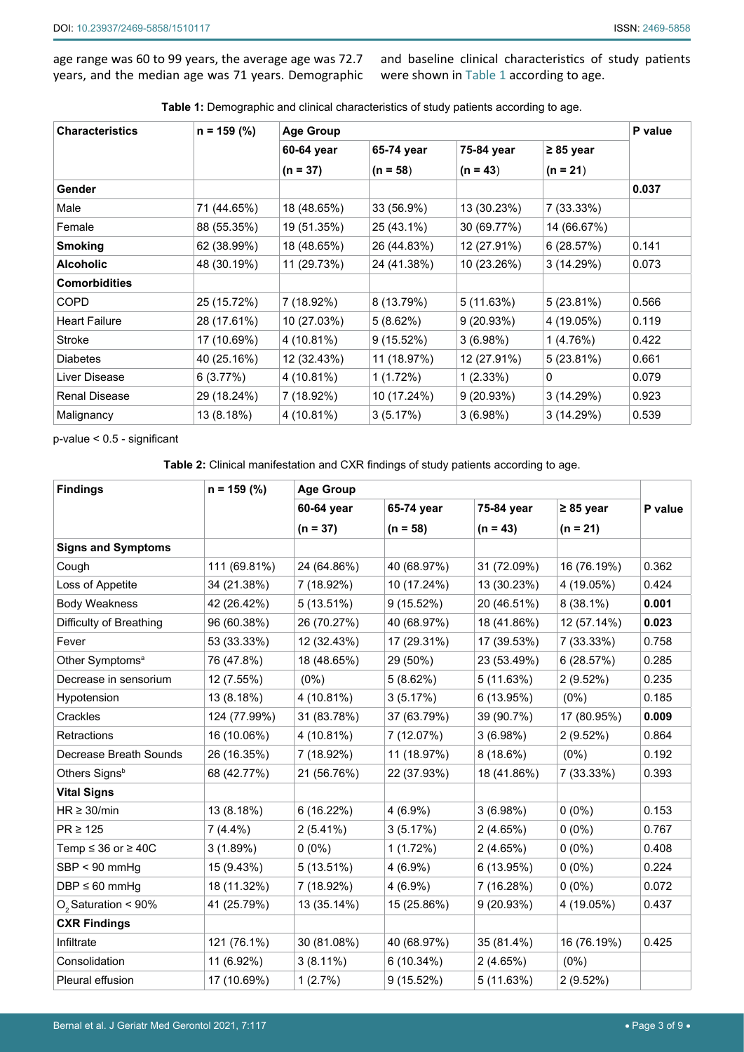age range was 60 to 99 years, the average age was 72.7 years, and the median age was 71 years. Demographic and baseline clinical characteristics of study patients were shown in Table 1 according to age.

**Table 1:** Demographic and clinical characteristics of study patients according to age.

| Characteristics | n = 159 (%) | Age Group | | | | P value |
|---|---|---|---|---|---|---|
| | | 60-64 year | 65-74 year | 75-84 year | ≥ 85 year | |
| | | (n = 37) | (n = 58) | (n = 43) | (n = 21) | |
| **Gender** | | | | | | **0.037** |
| Male | 71 (44.65%) | 18 (48.65%) | 33 (56.9%) | 13 (30.23%) | 7 (33.33%) | |
| Female | 88 (55.35%) | 19 (51.35%) | 25 (43.1%) | 30 (69.77%) | 14 (66.67%) | |
| **Smoking** | 62 (38.99%) | 18 (48.65%) | 26 (44.83%) | 12 (27.91%) | 6 (28.57%) | 0.141 |
| **Alcoholic** | 48 (30.19%) | 11 (29.73%) | 24 (41.38%) | 10 (23.26%) | 3 (14.29%) | 0.073 |
| **Comorbidities** | | | | | | |
| COPD | 25 (15.72%) | 7 (18.92%) | 8 (13.79%) | 5 (11.63%) | 5 (23.81%) | 0.566 |
| Heart Failure | 28 (17.61%) | 10 (27.03%) | 5 (8.62%) | 9 (20.93%) | 4 (19.05%) | 0.119 |
| Stroke | 17 (10.69%) | 4 (10.81%) | 9 (15.52%) | 3 (6.98%) | 1 (4.76%) | 0.422 |
| Diabetes | 40 (25.16%) | 12 (32.43%) | 11 (18.97%) | 12 (27.91%) | 5 (23.81%) | 0.661 |
| Liver Disease | 6 (3.77%) | 4 (10.81%) | 1 (1.72%) | 1 (2.33%) | 0 | 0.079 |
| Renal Disease | 29 (18.24%) | 7 (18.92%) | 10 (17.24%) | 9 (20.93%) | 3 (14.29%) | 0.923 |
| Malignancy | 13 (8.18%) | 4 (10.81%) | 3 (5.17%) | 3 (6.98%) | 3 (14.29%) | 0.539 |

p-value < 0.5 - significant

**Table 2:** Clinical manifestation and CXR findings of study patients according to age.

| Findings | n = 159 (%) | Age Group | | | | P value |
|---|---|---|---|---|---|---|
| | | 60-64 year | 65-74 year | 75-84 year | ≥ 85 year | |
| | | (n = 37) | (n = 58) | (n = 43) | (n = 21) | |
| **Signs and Symptoms** | | | | | | |
| Cough | 111 (69.81%) | 24 (64.86%) | 40 (68.97%) | 31 (72.09%) | 16 (76.19%) | 0.362 |
| Loss of Appetite | 34 (21.38%) | 7 (18.92%) | 10 (17.24%) | 13 (30.23%) | 4 (19.05%) | 0.424 |
| Body Weakness | 42 (26.42%) | 5 (13.51%) | 9 (15.52%) | 20 (46.51%) | 8 (38.1%) | **0.001** |
| Difficulty of Breathing | 96 (60.38%) | 26 (70.27%) | 40 (68.97%) | 18 (41.86%) | 12 (57.14%) | **0.023** |
| Fever | 53 (33.33%) | 12 (32.43%) | 17 (29.31%) | 17 (39.53%) | 7 (33.33%) | 0.758 |
| Other Symptoms[a] | 76 (47.8%) | 18 (48.65%) | 29 (50%) | 23 (53.49%) | 6 (28.57%) | 0.285 |
| Decrease in sensorium | 12 (7.55%) | (0%) | 5 (8.62%) | 5 (11.63%) | 2 (9.52%) | 0.235 |
| Hypotension | 13 (8.18%) | 4 (10.81%) | 3 (5.17%) | 6 (13.95%) | (0%) | 0.185 |
| Crackles | 124 (77.99%) | 31 (83.78%) | 37 (63.79%) | 39 (90.7%) | 17 (80.95%) | **0.009** |
| Retractions | 16 (10.06%) | 4 (10.81%) | 7 (12.07%) | 3 (6.98%) | 2 (9.52%) | 0.864 |
| Decrease Breath Sounds | 26 (16.35%) | 7 (18.92%) | 11 (18.97%) | 8 (18.6%) | (0%) | 0.192 |
| Others Signs[b] | 68 (42.77%) | 21 (56.76%) | 22 (37.93%) | 18 (41.86%) | 7 (33.33%) | 0.393 |
| **Vital Signs** | | | | | | |
| HR ≥ 30/min | 13 (8.18%) | 6 (16.22%) | 4 (6.9%) | 3 (6.98%) | 0 (0%) | 0.153 |
| PR ≥ 125 | 7 (4.4%) | 2 (5.41%) | 3 (5.17%) | 2 (4.65%) | 0 (0%) | 0.767 |
| Temp ≤ 36 or ≥ 40C | 3 (1.89%) | 0 (0%) | 1 (1.72%) | 2 (4.65%) | 0 (0%) | 0.408 |
| SBP < 90 mmHg | 15 (9.43%) | 5 (13.51%) | 4 (6.9%) | 6 (13.95%) | 0 (0%) | 0.224 |
| DBP ≤ 60 mmHg | 18 (11.32%) | 7 (18.92%) | 4 (6.9%) | 7 (16.28%) | 0 (0%) | 0.072 |
| $O_2$ Saturation < 90% | 41 (25.79%) | 13 (35.14%) | 15 (25.86%) | 9 (20.93%) | 4 (19.05%) | 0.437 |
| **CXR Findings** | | | | | | |
| Infiltrate | 121 (76.1%) | 30 (81.08%) | 40 (68.97%) | 35 (81.4%) | 16 (76.19%) | 0.425 |
| Consolidation | 11 (6.92%) | 3 (8.11%) | 6 (10.34%) | 2 (4.65%) | (0%) | |
| Pleural effusion | 17 (10.69%) | 1 (2.7%) | 9 (15.52%) | 5 (11.63%) | 2 (9.52%) | |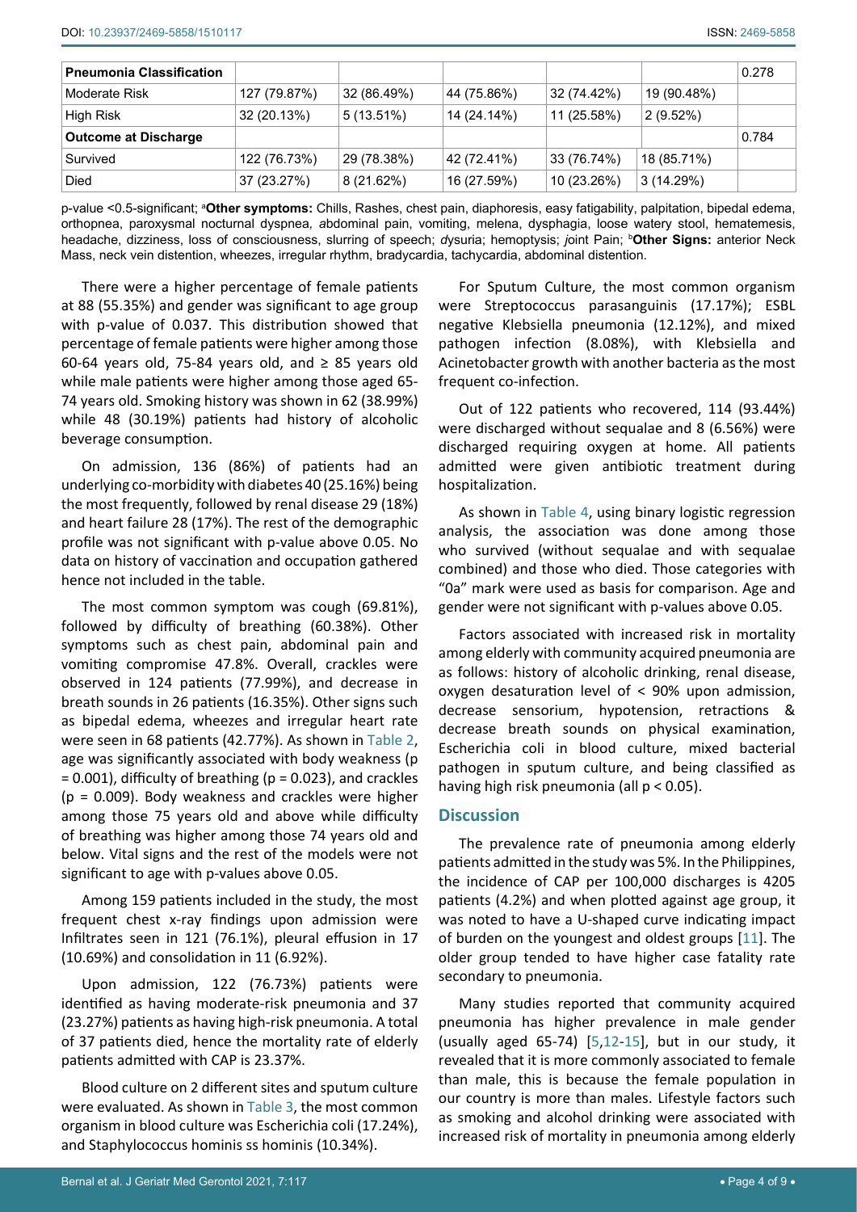| Pneumonia Classification | | | | | | 0.278 |
|---|---|---|---|---|---|---|
| Moderate Risk | 127 (79.87%) | 32 (86.49%) | 44 (75.86%) | 32 (74.42%) | 19 (90.48%) | |
| High Risk | 32 (20.13%) | 5 (13.51%) | 14 (24.14%) | 11 (25.58%) | 2 (9.52%) | |
| **Outcome at Discharge** | | | | | | 0.784 |
| Survived | 122 (76.73%) | 29 (78.38%) | 42 (72.41%) | 33 (76.74%) | 18 (85.71%) | |
| Died | 37 (23.27%) | 8 (21.62%) | 16 (27.59%) | 10 (23.26%) | 3 (14.29%) | |

p-value <0.5-significant; [a]**Other symptoms:** Chills, Rashes, chest pain, diaphoresis, easy fatigability, palpitation, bipedal edema, orthopnea, paroxysmal nocturnal dyspnea, abdominal pain, vomiting, melena, dysphagia, loose watery stool, hematemesis, headache, dizziness, loss of consciousness, slurring of speech; dysuria; hemoptysis; joint Pain; [b]**Other Signs:** anterior Neck Mass, neck vein distention, wheezes, irregular rhythm, bradycardia, tachycardia, abdominal distention.

There were a higher percentage of female patients at 88 (55.35%) and gender was significant to age group with p-value of 0.037. This distribution showed that percentage of female patients were higher among those 60-64 years old, 75-84 years old, and ≥ 85 years old while male patients were higher among those aged 65-74 years old. Smoking history was shown in 62 (38.99%) while 48 (30.19%) patients had history of alcoholic beverage consumption.

On admission, 136 (86%) of patients had an underlying co-morbidity with diabetes 40 (25.16%) being the most frequently, followed by renal disease 29 (18%) and heart failure 28 (17%). The rest of the demographic profile was not significant with p-value above 0.05. No data on history of vaccination and occupation gathered hence not included in the table.

The most common symptom was cough (69.81%), followed by difficulty of breathing (60.38%). Other symptoms such as chest pain, abdominal pain and vomiting compromise 47.8%. Overall, crackles were observed in 124 patients (77.99%), and decrease in breath sounds in 26 patients (16.35%). Other signs such as bipedal edema, wheezes and irregular heart rate were seen in 68 patients (42.77%). As shown in Table 2, age was significantly associated with body weakness ($p = 0.001$), difficulty of breathing ($p = 0.023$), and crackles ($p = 0.009$). Body weakness and crackles were higher among those 75 years old and above while difficulty of breathing was higher among those 74 years old and below. Vital signs and the rest of the models were not significant to age with p-values above 0.05.

Among 159 patients included in the study, the most frequent chest x-ray findings upon admission were Infiltrates seen in 121 (76.1%), pleural effusion in 17 (10.69%) and consolidation in 11 (6.92%).

Upon admission, 122 (76.73%) patients were identified as having moderate-risk pneumonia and 37 (23.27%) patients as having high-risk pneumonia. A total of 37 patients died, hence the mortality rate of elderly patients admitted with CAP is 23.37%.

Blood culture on 2 different sites and sputum culture were evaluated. As shown in Table 3, the most common organism in blood culture was Escherichia coli (17.24%), and Staphylococcus hominis ss hominis (10.34%).

For Sputum Culture, the most common organism were Streptococcus parasanguinis (17.17%); ESBL negative Klebsiella pneumonia (12.12%), and mixed pathogen infection (8.08%), with Klebsiella and Acinetobacter growth with another bacteria as the most frequent co-infection.

Out of 122 patients who recovered, 114 (93.44%) were discharged without sequalae and 8 (6.56%) were discharged requiring oxygen at home. All patients admitted were given antibiotic treatment during hospitalization.

As shown in Table 4, using binary logistic regression analysis, the association was done among those who survived (without sequalae and with sequalae combined) and those who died. Those categories with "0a" mark were used as basis for comparison. Age and gender were not significant with p-values above 0.05.

Factors associated with increased risk in mortality among elderly with community acquired pneumonia are as follows: history of alcoholic drinking, renal disease, oxygen desaturation level of < 90% upon admission, decrease sensorium, hypotension, retractions & decrease breath sounds on physical examination, Escherichia coli in blood culture, mixed bacterial pathogen in sputum culture, and being classified as having high risk pneumonia (all $p < 0.05$).

## Discussion

The prevalence rate of pneumonia among elderly patients admitted in the study was 5%. In the Philippines, the incidence of CAP per 100,000 discharges is 4205 patients (4.2%) and when plotted against age group, it was noted to have a U-shaped curve indicating impact of burden on the youngest and oldest groups [11]. The older group tended to have higher case fatality rate secondary to pneumonia.

Many studies reported that community acquired pneumonia has higher prevalence in male gender (usually aged 65-74) [5,12-15], but in our study, it revealed that it is more commonly associated to female than male, this is because the female population in our country is more than males. Lifestyle factors such as smoking and alcohol drinking were associated with increased risk of mortality in pneumonia among elderly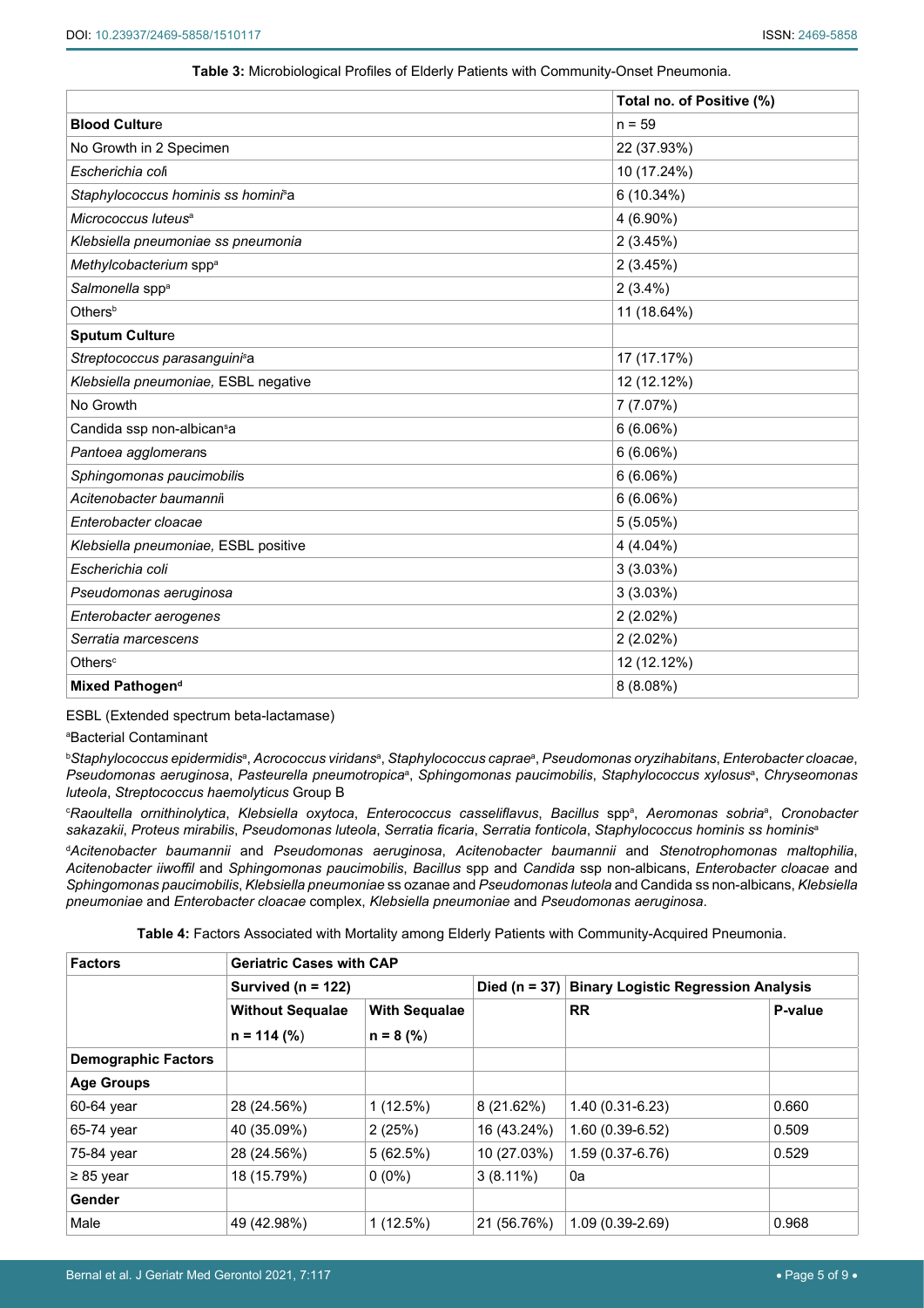**Table 3:** Microbiological Profiles of Elderly Patients with Community-Onset Pneumonia.

| | Total no. of Positive (%) |
|---|---|
| **Blood Culture** | n = 59 |
| No Growth in 2 Specimen | 22 (37.93%) |
| *Escherichia coli* | 10 (17.24%) |
| *Staphylococcus hominis ss hominis*[a] | 6 (10.34%) |
| *Micrococcus luteus*[a] | 4 (6.90%) |
| *Klebsiella pneumoniae ss pneumonia* | 2 (3.45%) |
| *Methylcobacterium* spp[a] | 2 (3.45%) |
| *Salmonella* spp[a] | 2 (3.4%) |
| Others[b] | 11 (18.64%) |
| **Sputum Culture** | |
| *Streptococcus parasanguinis*[a] | 17 (17.17%) |
| *Klebsiella pneumoniae,* ESBL negative | 12 (12.12%) |
| No Growth | 7 (7.07%) |
| Candida ssp non-albicans[a] | 6 (6.06%) |
| *Pantoea agglomerans* | 6 (6.06%) |
| *Sphingomonas paucimobilis* | 6 (6.06%) |
| *Acitenobacter baumannii* | 6 (6.06%) |
| *Enterobacter cloacae* | 5 (5.05%) |
| *Klebsiella pneumoniae,* ESBL positive | 4 (4.04%) |
| *Escherichia coli* | 3 (3.03%) |
| *Pseudomonas aeruginosa* | 3 (3.03%) |
| *Enterobacter aerogenes* | 2 (2.02%) |
| *Serratia marcescens* | 2 (2.02%) |
| Others[c] | 12 (12.12%) |
| **Mixed Pathogen**[d] | 8 (8.08%) |

ESBL (Extended spectrum beta-lactamase)

[a]Bacterial Contaminant

[b]*Staphylococcus epidermidis*[a], *Acrococcus viridans*[a], *Staphylococcus caprae*[a], *Pseudomonas oryzihabitans*, *Enterobacter cloacae*, *Pseudomonas aeruginosa*, *Pasteurella pneumotropica*[a], *Sphingomonas paucimobilis*, *Staphylococcus xylosus*[a], *Chryseomonas luteola*, *Streptococcus haemolyticus* Group B

[c]*Raoultella ornithinolytica*, *Klebsiella oxytoca*, *Enterococcus casseliflavus*, *Bacillus* spp[a], *Aeromonas sobria*[a], *Cronobacter sakazakii*, *Proteus mirabilis*, *Pseudomonas luteola*, *Serratia ficaria*, *Serratia fonticola*, *Staphylococcus hominis ss hominis*[a]

[d]*Acitenobacter baumannii* and *Pseudomonas aeruginosa*, *Acitenobacter baumannii* and *Stenotrophomonas maltophilia*, *Acitenobacter iiwoffil* and *Sphingomonas paucimobilis*, *Bacillus* spp and *Candida* ssp non-albicans, *Enterobacter cloacae* and *Sphingomonas paucimobilis*, *Klebsiella pneumoniae* ss ozanae and *Pseudomonas luteola* and Candida ss non-albicans, *Klebsiella pneumoniae* and *Enterobacter cloacae* complex, *Klebsiella pneumoniae* and *Pseudomonas aeruginosa*.

**Table 4:** Factors Associated with Mortality among Elderly Patients with Community-Acquired Pneumonia.

| Factors | Geriatric Cases with CAP | | | | |
|---|---|---|---|---|---|
| | Survived (n = 122) | | Died (n = 37) | Binary Logistic Regression Analysis | |
| | Without Sequalae | With Sequalae | | RR | P-value |
| | n = 114 (%) | n = 8 (%) | | | |
| **Demographic Factors** | | | | | |
| **Age Groups** | | | | | |
| 60-64 year | 28 (24.56%) | 1 (12.5%) | 8 (21.62%) | 1.40 (0.31-6.23) | 0.660 |
| 65-74 year | 40 (35.09%) | 2 (25%) | 16 (43.24%) | 1.60 (0.39-6.52) | 0.509 |
| 75-84 year | 28 (24.56%) | 5 (62.5%) | 10 (27.03%) | 1.59 (0.37-6.76) | 0.529 |
| ≥ 85 year | 18 (15.79%) | 0 (0%) | 3 (8.11%) | 0a | |
| **Gender** | | | | | |
| Male | 49 (42.98%) | 1 (12.5%) | 21 (56.76%) | 1.09 (0.39-2.69) | 0.968 |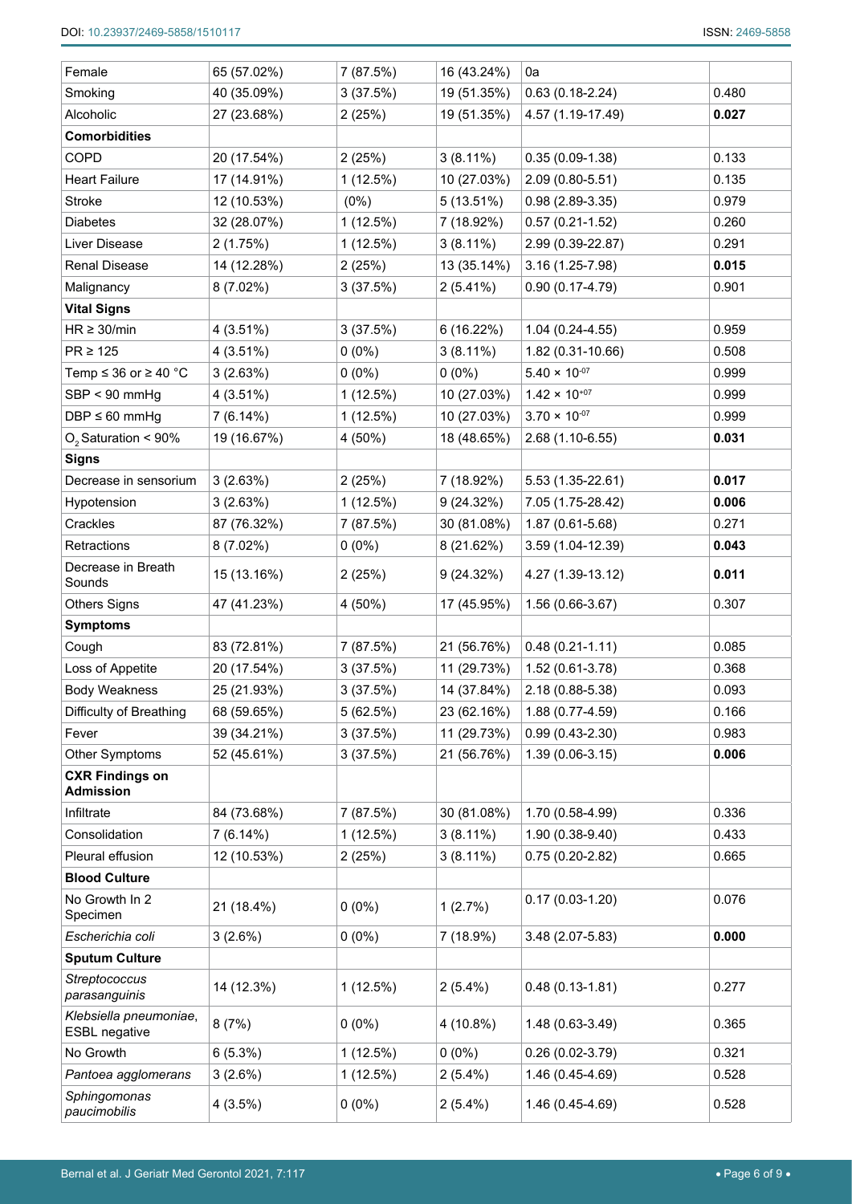| | | | | | |
|---|---|---|---|---|---|
| Female | 65 (57.02%) | 7 (87.5%) | 16 (43.24%) | 0a | |
| Smoking | 40 (35.09%) | 3 (37.5%) | 19 (51.35%) | 0.63 (0.18-2.24) | 0.480 |
| Alcoholic | 27 (23.68%) | 2 (25%) | 19 (51.35%) | 4.57 (1.19-17.49) | **0.027** |
| **Comorbidities** | | | | | |
| COPD | 20 (17.54%) | 2 (25%) | 3 (8.11%) | 0.35 (0.09-1.38) | 0.133 |
| Heart Failure | 17 (14.91%) | 1 (12.5%) | 10 (27.03%) | 2.09 (0.80-5.51) | 0.135 |
| Stroke | 12 (10.53%) | (0%) | 5 (13.51%) | 0.98 (2.89-3.35) | 0.979 |
| Diabetes | 32 (28.07%) | 1 (12.5%) | 7 (18.92%) | 0.57 (0.21-1.52) | 0.260 |
| Liver Disease | 2 (1.75%) | 1 (12.5%) | 3 (8.11%) | 2.99 (0.39-22.87) | 0.291 |
| Renal Disease | 14 (12.28%) | 2 (25%) | 13 (35.14%) | 3.16 (1.25-7.98) | **0.015** |
| Malignancy | 8 (7.02%) | 3 (37.5%) | 2 (5.41%) | 0.90 (0.17-4.79) | 0.901 |
| **Vital Signs** | | | | | |
| HR ≥ 30/min | 4 (3.51%) | 3 (37.5%) | 6 (16.22%) | 1.04 (0.24-4.55) | 0.959 |
| PR ≥ 125 | 4 (3.51%) | 0 (0%) | 3 (8.11%) | 1.82 (0.31-10.66) | 0.508 |
| Temp ≤ 36 or ≥ 40 °C | 3 (2.63%) | 0 (0%) | 0 (0%) | $5.40 \times 10^{-07}$ | 0.999 |
| SBP < 90 mmHg | 4 (3.51%) | 1 (12.5%) | 10 (27.03%) | $1.42 \times 10^{+07}$ | 0.999 |
| DBP ≤ 60 mmHg | 7 (6.14%) | 1 (12.5%) | 10 (27.03%) | $3.70 \times 10^{-07}$ | 0.999 |
| $O_2$ Saturation < 90% | 19 (16.67%) | 4 (50%) | 18 (48.65%) | 2.68 (1.10-6.55) | **0.031** |
| **Signs** | | | | | |
| Decrease in sensorium | 3 (2.63%) | 2 (25%) | 7 (18.92%) | 5.53 (1.35-22.61) | **0.017** |
| Hypotension | 3 (2.63%) | 1 (12.5%) | 9 (24.32%) | 7.05 (1.75-28.42) | **0.006** |
| Crackles | 87 (76.32%) | 7 (87.5%) | 30 (81.08%) | 1.87 (0.61-5.68) | 0.271 |
| Retractions | 8 (7.02%) | 0 (0%) | 8 (21.62%) | 3.59 (1.04-12.39) | **0.043** |
| Decrease in Breath Sounds | 15 (13.16%) | 2 (25%) | 9 (24.32%) | 4.27 (1.39-13.12) | **0.011** |
| Others Signs | 47 (41.23%) | 4 (50%) | 17 (45.95%) | 1.56 (0.66-3.67) | 0.307 |
| **Symptoms** | | | | | |
| Cough | 83 (72.81%) | 7 (87.5%) | 21 (56.76%) | 0.48 (0.21-1.11) | 0.085 |
| Loss of Appetite | 20 (17.54%) | 3 (37.5%) | 11 (29.73%) | 1.52 (0.61-3.78) | 0.368 |
| Body Weakness | 25 (21.93%) | 3 (37.5%) | 14 (37.84%) | 2.18 (0.88-5.38) | 0.093 |
| Difficulty of Breathing | 68 (59.65%) | 5 (62.5%) | 23 (62.16%) | 1.88 (0.77-4.59) | 0.166 |
| Fever | 39 (34.21%) | 3 (37.5%) | 11 (29.73%) | 0.99 (0.43-2.30) | 0.983 |
| Other Symptoms | 52 (45.61%) | 3 (37.5%) | 21 (56.76%) | 1.39 (0.06-3.15) | **0.006** |
| **CXR Findings on Admission** | | | | | |
| Infiltrate | 84 (73.68%) | 7 (87.5%) | 30 (81.08%) | 1.70 (0.58-4.99) | 0.336 |
| Consolidation | 7 (6.14%) | 1 (12.5%) | 3 (8.11%) | 1.90 (0.38-9.40) | 0.433 |
| Pleural effusion | 12 (10.53%) | 2 (25%) | 3 (8.11%) | 0.75 (0.20-2.82) | 0.665 |
| **Blood Culture** | | | | | |
| No Growth In 2 Specimen | 21 (18.4%) | 0 (0%) | 1 (2.7%) | 0.17 (0.03-1.20) | 0.076 |
| *Escherichia coli* | 3 (2.6%) | 0 (0%) | 7 (18.9%) | 3.48 (2.07-5.83) | **0.000** |
| **Sputum Culture** | | | | | |
| *Streptococcus parasanguinis* | 14 (12.3%) | 1 (12.5%) | 2 (5.4%) | 0.48 (0.13-1.81) | 0.277 |
| *Klebsiella pneumoniae*, ESBL negative | 8 (7%) | 0 (0%) | 4 (10.8%) | 1.48 (0.63-3.49) | 0.365 |
| No Growth | 6 (5.3%) | 1 (12.5%) | 0 (0%) | 0.26 (0.02-3.79) | 0.321 |
| *Pantoea agglomerans* | 3 (2.6%) | 1 (12.5%) | 2 (5.4%) | 1.46 (0.45-4.69) | 0.528 |
| *Sphingomonas paucimobilis* | 4 (3.5%) | 0 (0%) | 2 (5.4%) | 1.46 (0.45-4.69) | 0.528 |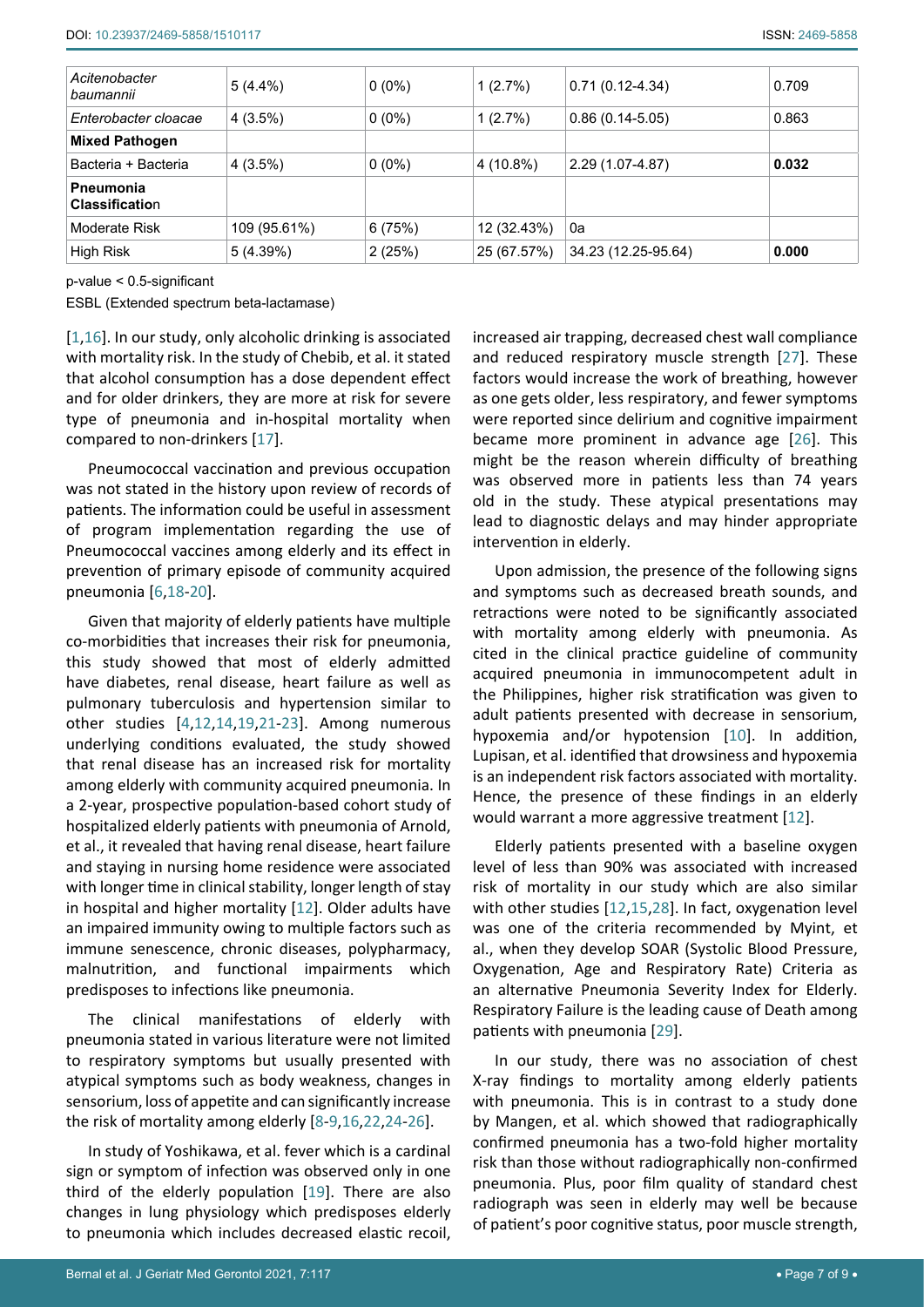| | | | | | |
|---|---|---|---|---|---|
| *Acitenobacter baumannii* | 5 (4.4%) | 0 (0%) | 1 (2.7%) | 0.71 (0.12-4.34) | 0.709 |
| *Enterobacter cloacae* | 4 (3.5%) | 0 (0%) | 1 (2.7%) | 0.86 (0.14-5.05) | 0.863 |
| **Mixed Pathogen** | | | | | |
| Bacteria + Bacteria | 4 (3.5%) | 0 (0%) | 4 (10.8%) | 2.29 (1.07-4.87) | **0.032** |
| **Pneumonia Classification** | | | | | |
| Moderate Risk | 109 (95.61%) | 6 (75%) | 12 (32.43%) | 0a | |
| High Risk | 5 (4.39%) | 2 (25%) | 25 (67.57%) | 34.23 (12.25-95.64) | **0.000** |

p-value < 0.5-significant

ESBL (Extended spectrum beta-lactamase)

[1,16]. In our study, only alcoholic drinking is associated with mortality risk. In the study of Chebib, et al. it stated that alcohol consumption has a dose dependent effect and for older drinkers, they are more at risk for severe type of pneumonia and in-hospital mortality when compared to non-drinkers [17].

Pneumococcal vaccination and previous occupation was not stated in the history upon review of records of patients. The information could be useful in assessment of program implementation regarding the use of Pneumococcal vaccines among elderly and its effect in prevention of primary episode of community acquired pneumonia [6,18-20].

Given that majority of elderly patients have multiple co-morbidities that increases their risk for pneumonia, this study showed that most of elderly admitted have diabetes, renal disease, heart failure as well as pulmonary tuberculosis and hypertension similar to other studies [4,12,14,19,21-23]. Among numerous underlying conditions evaluated, the study showed that renal disease has an increased risk for mortality among elderly with community acquired pneumonia. In a 2-year, prospective population-based cohort study of hospitalized elderly patients with pneumonia of Arnold, et al., it revealed that having renal disease, heart failure and staying in nursing home residence were associated with longer time in clinical stability, longer length of stay in hospital and higher mortality [12]. Older adults have an impaired immunity owing to multiple factors such as immune senescence, chronic diseases, polypharmacy, malnutrition, and functional impairments which predisposes to infections like pneumonia.

The clinical manifestations of elderly with pneumonia stated in various literature were not limited to respiratory symptoms but usually presented with atypical symptoms such as body weakness, changes in sensorium, loss of appetite and can significantly increase the risk of mortality among elderly [8-9,16,22,24-26].

In study of Yoshikawa, et al. fever which is a cardinal sign or symptom of infection was observed only in one third of the elderly population [19]. There are also changes in lung physiology which predisposes elderly to pneumonia which includes decreased elastic recoil, increased air trapping, decreased chest wall compliance and reduced respiratory muscle strength [27]. These factors would increase the work of breathing, however as one gets older, less respiratory, and fewer symptoms were reported since delirium and cognitive impairment became more prominent in advance age [26]. This might be the reason wherein difficulty of breathing was observed more in patients less than 74 years old in the study. These atypical presentations may lead to diagnostic delays and may hinder appropriate intervention in elderly.

Upon admission, the presence of the following signs and symptoms such as decreased breath sounds, and retractions were noted to be significantly associated with mortality among elderly with pneumonia. As cited in the clinical practice guideline of community acquired pneumonia in immunocompetent adult in the Philippines, higher risk stratification was given to adult patients presented with decrease in sensorium, hypoxemia and/or hypotension [10]. In addition, Lupisan, et al. identified that drowsiness and hypoxemia is an independent risk factors associated with mortality. Hence, the presence of these findings in an elderly would warrant a more aggressive treatment [12].

Elderly patients presented with a baseline oxygen level of less than 90% was associated with increased risk of mortality in our study which are also similar with other studies [12,15,28]. In fact, oxygenation level was one of the criteria recommended by Myint, et al., when they develop SOAR (Systolic Blood Pressure, Oxygenation, Age and Respiratory Rate) Criteria as an alternative Pneumonia Severity Index for Elderly. Respiratory Failure is the leading cause of Death among patients with pneumonia [29].

In our study, there was no association of chest X-ray findings to mortality among elderly patients with pneumonia. This is in contrast to a study done by Mangen, et al. which showed that radiographically confirmed pneumonia has a two-fold higher mortality risk than those without radiographically non-confirmed pneumonia. Plus, poor film quality of standard chest radiograph was seen in elderly may well be because of patient's poor cognitive status, poor muscle strength,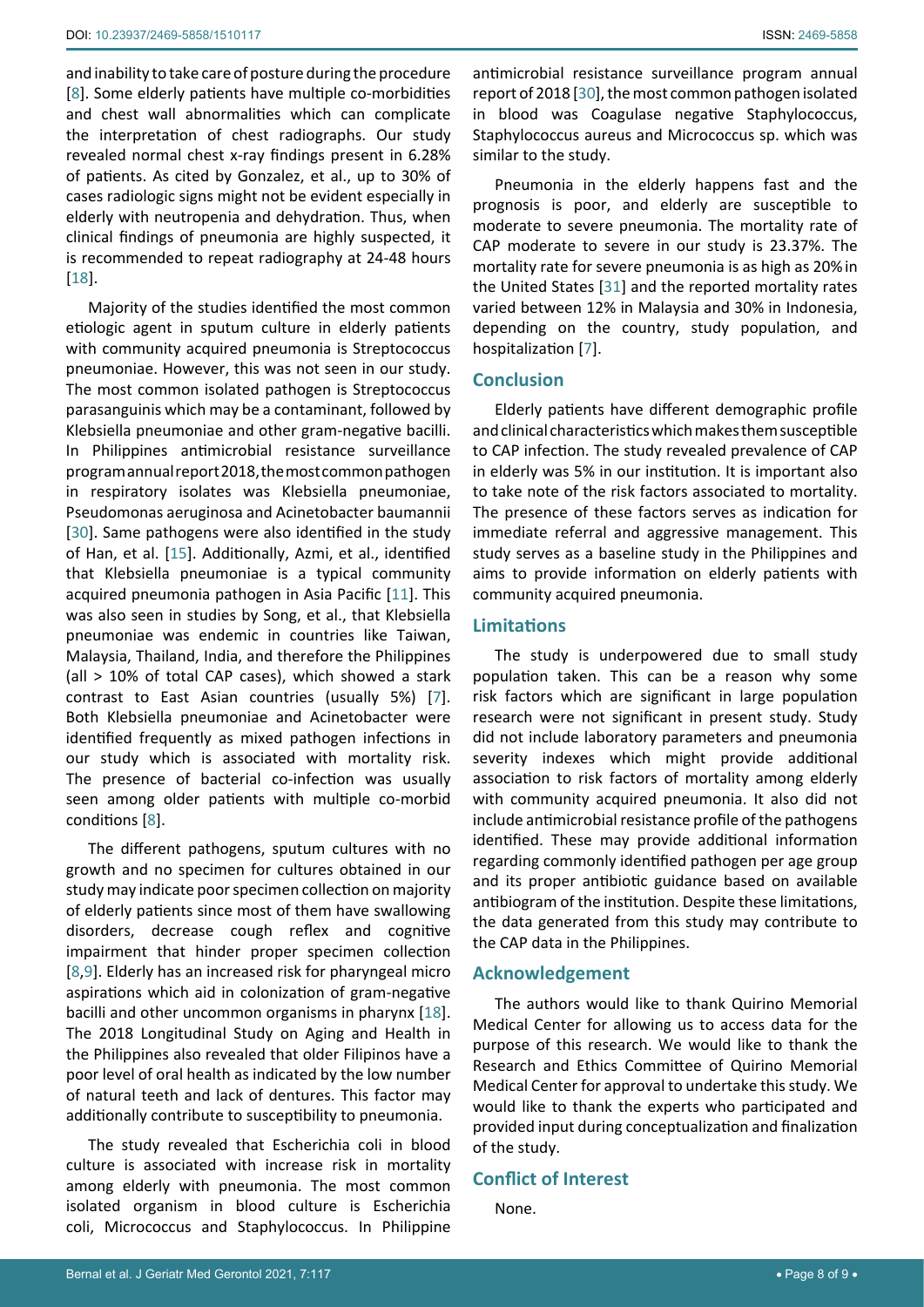and inability to take care of posture during the procedure [8]. Some elderly patients have multiple co-morbidities and chest wall abnormalities which can complicate the interpretation of chest radiographs. Our study revealed normal chest x-ray findings present in 6.28% of patients. As cited by Gonzalez, et al., up to 30% of cases radiologic signs might not be evident especially in elderly with neutropenia and dehydration. Thus, when clinical findings of pneumonia are highly suspected, it is recommended to repeat radiography at 24-48 hours [18].

Majority of the studies identified the most common etiologic agent in sputum culture in elderly patients with community acquired pneumonia is Streptococcus pneumoniae. However, this was not seen in our study. The most common isolated pathogen is Streptococcus parasanguinis which may be a contaminant, followed by Klebsiella pneumoniae and other gram-negative bacilli. In Philippines antimicrobial resistance surveillance program annual report 2018, the most common pathogen in respiratory isolates was Klebsiella pneumoniae, Pseudomonas aeruginosa and Acinetobacter baumannii [30]. Same pathogens were also identified in the study of Han, et al. [15]. Additionally, Azmi, et al., identified that Klebsiella pneumoniae is a typical community acquired pneumonia pathogen in Asia Pacific [11]. This was also seen in studies by Song, et al., that Klebsiella pneumoniae was endemic in countries like Taiwan, Malaysia, Thailand, India, and therefore the Philippines (all > 10% of total CAP cases), which showed a stark contrast to East Asian countries (usually 5%) [7]. Both Klebsiella pneumoniae and Acinetobacter were identified frequently as mixed pathogen infections in our study which is associated with mortality risk. The presence of bacterial co-infection was usually seen among older patients with multiple co-morbid conditions [8].

The different pathogens, sputum cultures with no growth and no specimen for cultures obtained in our study may indicate poor specimen collection on majority of elderly patients since most of them have swallowing disorders, decrease cough reflex and cognitive impairment that hinder proper specimen collection [8,9]. Elderly has an increased risk for pharyngeal micro aspirations which aid in colonization of gram-negative bacilli and other uncommon organisms in pharynx [18]. The 2018 Longitudinal Study on Aging and Health in the Philippines also revealed that older Filipinos have a poor level of oral health as indicated by the low number of natural teeth and lack of dentures. This factor may additionally contribute to susceptibility to pneumonia.

The study revealed that Escherichia coli in blood culture is associated with increase risk in mortality among elderly with pneumonia. The most common isolated organism in blood culture is Escherichia coli, Micrococcus and Staphylococcus. In Philippine antimicrobial resistance surveillance program annual report of 2018 [30], the most common pathogen isolated in blood was Coagulase negative Staphylococcus, Staphylococcus aureus and Micrococcus sp. which was similar to the study.

Pneumonia in the elderly happens fast and the prognosis is poor, and elderly are susceptible to moderate to severe pneumonia. The mortality rate of CAP moderate to severe in our study is 23.37%. The mortality rate for severe pneumonia is as high as 20% in the United States [31] and the reported mortality rates varied between 12% in Malaysia and 30% in Indonesia, depending on the country, study population, and hospitalization [7].

## Conclusion

Elderly patients have different demographic profile and clinical characteristics which makes them susceptible to CAP infection. The study revealed prevalence of CAP in elderly was 5% in our institution. It is important also to take note of the risk factors associated to mortality. The presence of these factors serves as indication for immediate referral and aggressive management. This study serves as a baseline study in the Philippines and aims to provide information on elderly patients with community acquired pneumonia.

## Limitations

The study is underpowered due to small study population taken. This can be a reason why some risk factors which are significant in large population research were not significant in present study. Study did not include laboratory parameters and pneumonia severity indexes which might provide additional association to risk factors of mortality among elderly with community acquired pneumonia. It also did not include antimicrobial resistance profile of the pathogens identified. These may provide additional information regarding commonly identified pathogen per age group and its proper antibiotic guidance based on available antibiogram of the institution. Despite these limitations, the data generated from this study may contribute to the CAP data in the Philippines.

## Acknowledgement

The authors would like to thank Quirino Memorial Medical Center for allowing us to access data for the purpose of this research. We would like to thank the Research and Ethics Committee of Quirino Memorial Medical Center for approval to undertake this study. We would like to thank the experts who participated and provided input during conceptualization and finalization of the study.

## Conflict of Interest

None.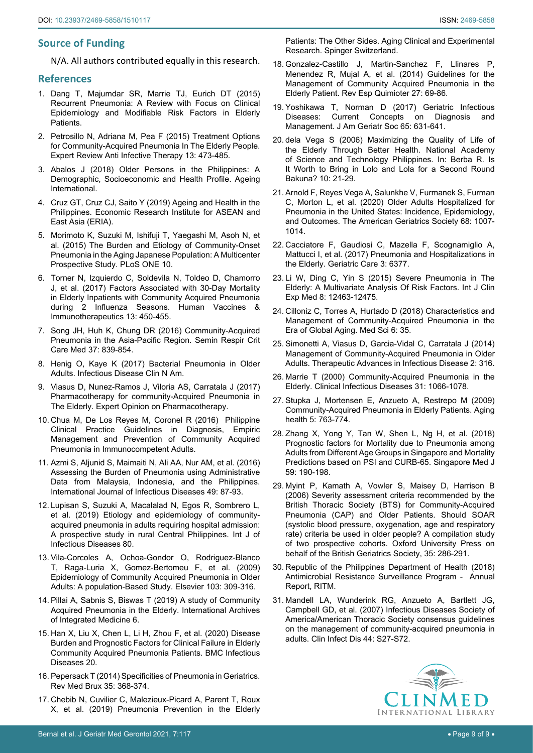## Source of Funding

N/A. All authors contributed equally in this research.

## References

1. Dang T, Majumdar SR, Marrie TJ, Eurich DT (2015) Recurrent Pneumonia: A Review with Focus on Clinical Epidemiology and Modifiable Risk Factors in Elderly Patients.
2. Petrosillo N, Adriana M, Pea F (2015) Treatment Options for Community-Acquired Pneumonia In The Elderly People. Expert Review Anti Infective Therapy 13: 473-485.
3. Abalos J (2018) Older Persons in the Philippines: A Demographic, Socioeconomic and Health Profile. Ageing International.
4. Cruz GT, Cruz CJ, Saito Y (2019) Ageing and Health in the Philippines. Economic Research Institute for ASEAN and East Asia (ERIA).
5. Morimoto K, Suzuki M, Ishifuji T, Yaegashi M, Asoh N, et al. (2015) The Burden and Etiology of Community-Onset Pneumonia in the Aging Japanese Population: A Multicenter Prospective Study. PLoS ONE 10.
6. Torner N, Izquierdo C, Soldevila N, Toldeo D, Chamorro J, et al. (2017) Factors Associated with 30-Day Mortality in Elderly Inpatients with Community Acquired Pneumonia during 2 Influenza Seasons. Human Vaccines & Immunotherapeutics 13: 450-455.
7. Song JH, Huh K, Chung DR (2016) Community-Acquired Pneumonia in the Asia-Pacific Region. Semin Respir Crit Care Med 37: 839-854.
8. Henig O, Kaye K (2017) Bacterial Pneumonia in Older Adults. Infectious Disease Clin N Am.
9. Viasus D, Nunez-Ramos J, Viloria AS, Carratala J (2017) Pharmacotherapy for community-Acquired Pneumonia in The Elderly. Expert Opinion on Pharmacotherapy.
10. Chua M, De Los Reyes M, Coronel R (2016) Philippine Clinical Practice Guidelines in Diagnosis, Empiric Management and Prevention of Community Acquired Pneumonia in Immunocompetent Adults.
11. Azmi S, Aljunid S, Maimaiti N, Ali AA, Nur AM, et al. (2016) Assessing the Burden of Pneumonia using Administrative Data from Malaysia, Indonesia, and the Philippines. International Journal of Infectious Diseases 49: 87-93.
12. Lupisan S, Suzuki A, Macalalad N, Egos R, Sombrero L, et al. (2019) Etiology and epidemiology of community-acquired pneumonia in adults requiring hospital admission: A prospective study in rural Central Philippines. Int J of Infectious Diseases 80.
13. Vila-Corcoles A, Ochoa-Gondor O, Rodriguez-Blanco T, Raga-Luria X, Gomez-Bertomeu F, et al. (2009) Epidemiology of Community Acquired Pneumonia in Older Adults: A population-Based Study. Elsevier 103: 309-316.
14. Pillai A, Sabnis S, Biswas T (2019) A study of Community Acquired Pneumonia in the Elderly. International Archives of Integrated Medicine 6.
15. Han X, Liu X, Chen L, Li H, Zhou F, et al. (2020) Disease Burden and Prognostic Factors for Clinical Failure in Elderly Community Acquired Pneumonia Patients. BMC Infectious Diseases 20.
16. Pepersack T (2014) Specificities of Pneumonia in Geriatrics. Rev Med Brux 35: 368-374.
17. Chebib N, Cuvilier C, Malezieux-Picard A, Parent T, Roux X, et al. (2019) Pneumonia Prevention in the Elderly Patients: The Other Sides. Aging Clinical and Experimental Research. Spinger Switzerland.
18. Gonzalez-Castillo J, Martin-Sanchez F, Llinares P, Menendez R, Mujal A, et al. (2014) Guidelines for the Management of Community Acquired Pneumonia in the Elderly Patient. Rev Esp Quimioter 27: 69-86.
19. Yoshikawa T, Norman D (2017) Geriatric Infectious Diseases: Current Concepts on Diagnosis and Management. J Am Geriatr Soc 65: 631-641.
20. dela Vega S (2006) Maximizing the Quality of Life of the Elderly Through Better Health. National Academy of Science and Technology Philippines. In: Berba R. Is It Worth to Bring in Lolo and Lola for a Second Round Bakuna? 10: 21-29.
21. Arnold F, Reyes Vega A, Salunkhe V, Furmanek S, Furman C, Morton L, et al. (2020) Older Adults Hospitalized for Pneumonia in the United States: Incidence, Epidemiology, and Outcomes. The American Geriatrics Society 68: 1007-1014.
22. Cacciatore F, Gaudiosi C, Mazella F, Scognamiglio A, Mattucci I, et al. (2017) Pneumonia and Hospitalizations in the Elderly. Geriatric Care 3: 6377.
23. Li W, Ding C, Yin S (2015) Severe Pneumonia in The Elderly: A Multivariate Analysis Of Risk Factors. Int J Clin Exp Med 8: 12463-12475.
24. Cilloniz C, Torres A, Hurtado D (2018) Characteristics and Management of Community-Acquired Pneumonia in the Era of Global Aging. Med Sci 6: 35.
25. Simonetti A, Viasus D, Garcia-Vidal C, Carratala J (2014) Management of Community-Acquired Pneumonia in Older Adults. Therapeutic Advances in Infectious Disease 2: 316.
26. Marrie T (2000) Community-Acquired Pneumonia in the Elderly. Clinical Infectious Diseases 31: 1066-1078.
27. Stupka J, Mortensen E, Anzueto A, Restrepo M (2009) Community-Acquired Pneumonia in Elderly Patients. Aging health 5: 763-774.
28. Zhang X, Yong Y, Tan W, Shen L, Ng H, et al. (2018) Prognostic factors for Mortality due to Pneumonia among Adults from Different Age Groups in Singapore and Mortality Predictions based on PSI and CURB-65. Singapore Med J 59: 190-198.
29. Myint P, Kamath A, Vowler S, Maisey D, Harrison B (2006) Severity assessment criteria recommended by the British Thoracic Society (BTS) for Community-Acquired Pneumonia (CAP) and Older Patients. Should SOAR (systolic blood pressure, oxygenation, age and respiratory rate) criteria be used in older people? A compilation study of two prospective cohorts. Oxford University Press on behalf of the British Geriatrics Society, 35: 286-291.
30. Republic of the Philippines Department of Health (2018) Antimicrobial Resistance Surveillance Program - Annual Report, RITM.
31. Mandell LA, Wunderink RG, Anzueto A, Bartlett JG, Campbell GD, et al. (2007) Infectious Diseases Society of America/American Thoracic Society consensus guidelines on the management of community-acquired pneumonia in adults. Clin Infect Dis 44: S27-S72.